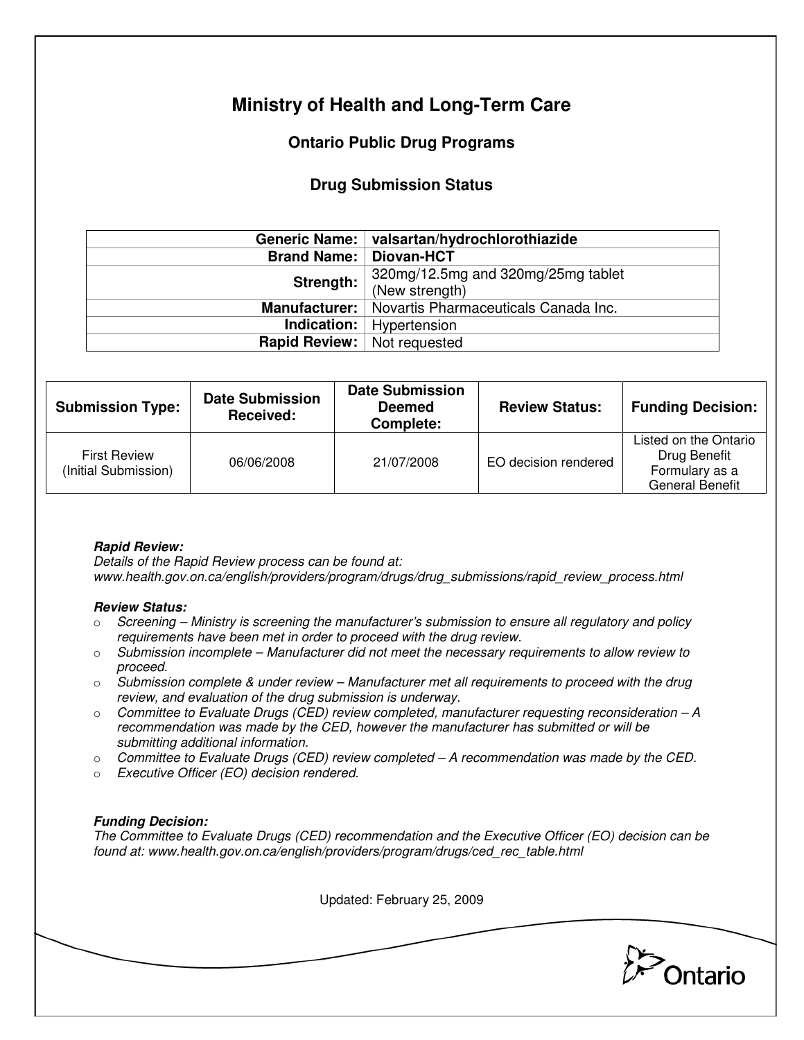# Ministry of Health and Long-Term Care

## Ontario Public Drug Programs

### Drug Submission Status

| | |
|---|---|
| **Generic Name:** | **valsartan/hydrochlorothiazide** |
| **Brand Name:** | **Diovan-HCT** |
| **Strength:** | 320mg/12.5mg and 320mg/25mg tablet (New strength) |
| **Manufacturer:** | Novartis Pharmaceuticals Canada Inc. |
| **Indication:** | Hypertension |
| **Rapid Review:** | Not requested |

| Submission Type: | Date Submission Received: | Date Submission Deemed Complete: | Review Status: | Funding Decision: |
|---|---|---|---|---|
| First Review (Initial Submission) | 06/06/2008 | 21/07/2008 | EO decision rendered | Listed on the Ontario Drug Benefit Formulary as a General Benefit |

***Rapid Review:***

*Details of the Rapid Review process can be found at:*
*www.health.gov.on.ca/english/providers/program/drugs/drug_submissions/rapid_review_process.html*

***Review Status:***

- *Screening – Ministry is screening the manufacturer's submission to ensure all regulatory and policy requirements have been met in order to proceed with the drug review.*
- *Submission incomplete – Manufacturer did not meet the necessary requirements to allow review to proceed.*
- *Submission complete & under review – Manufacturer met all requirements to proceed with the drug review, and evaluation of the drug submission is underway.*
- *Committee to Evaluate Drugs (CED) review completed, manufacturer requesting reconsideration – A recommendation was made by the CED, however the manufacturer has submitted or will be submitting additional information.*
- *Committee to Evaluate Drugs (CED) review completed – A recommendation was made by the CED.*
- *Executive Officer (EO) decision rendered.*

***Funding Decision:***

*The Committee to Evaluate Drugs (CED) recommendation and the Executive Officer (EO) decision can be found at: www.health.gov.on.ca/english/providers/program/drugs/ced_rec_table.html*

Updated: February 25, 2009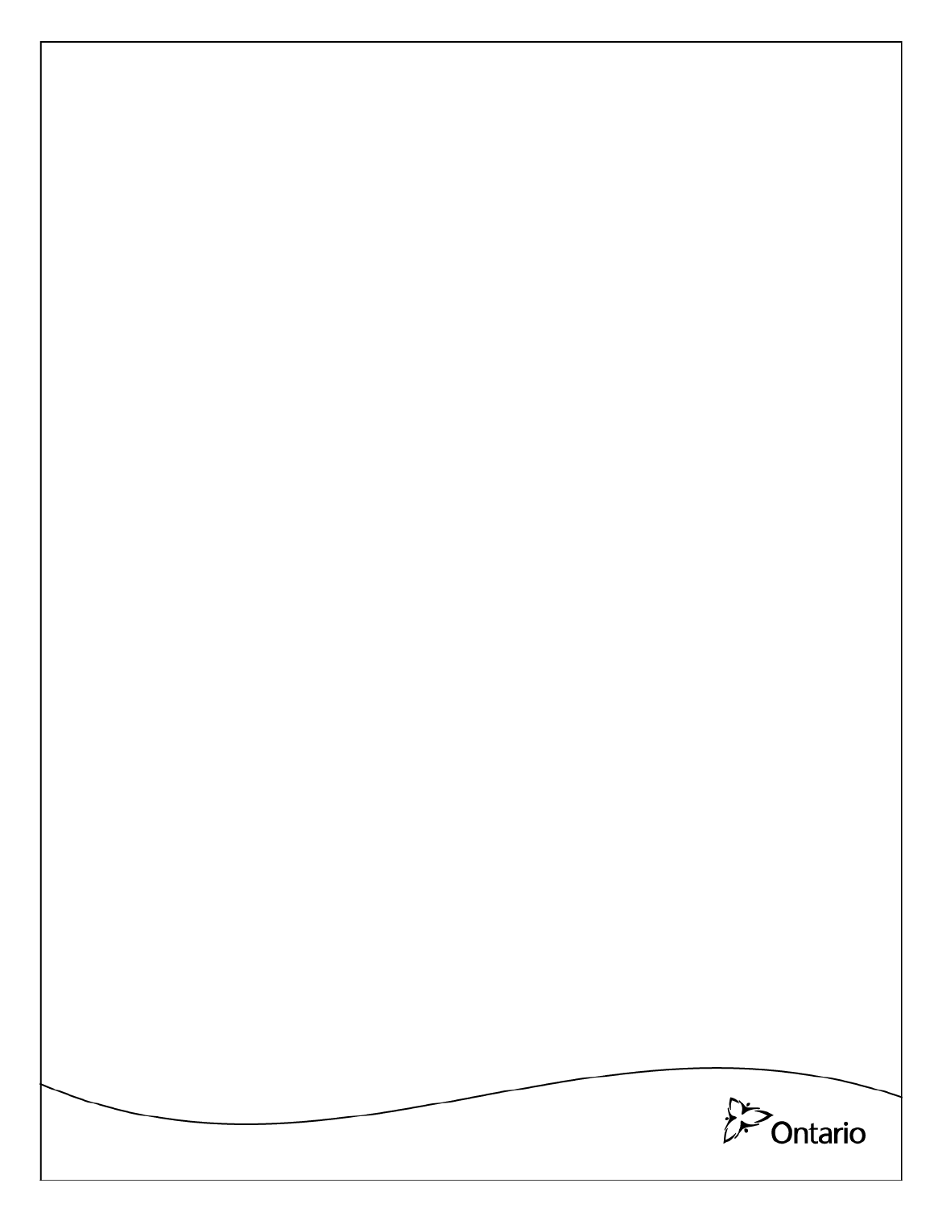Ontario